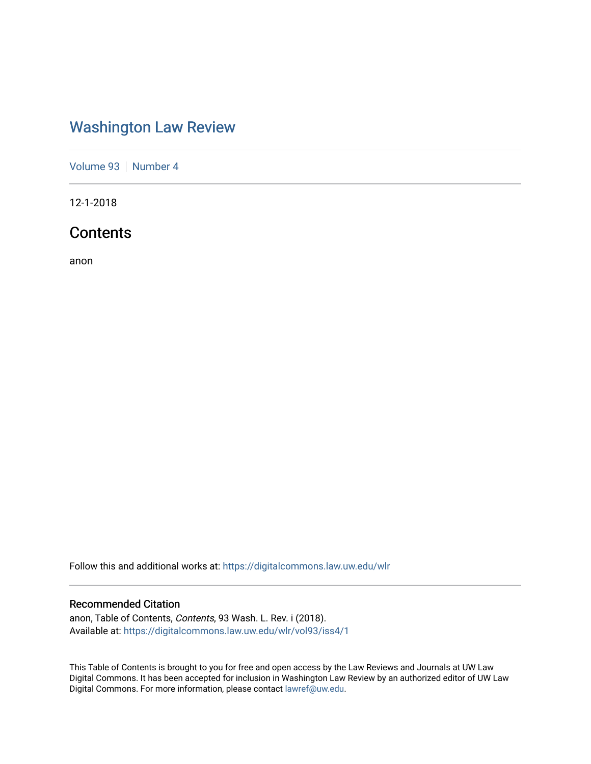# Washington Law Review

Volume 93 | Number 4

12-1-2018

## Contents

anon

Follow this and additional works at: https://digitalcommons.law.uw.edu/wlr

### Recommended Citation

anon, Table of Contents, *Contents*, 93 Wash. L. Rev. i (2018).
Available at: https://digitalcommons.law.uw.edu/wlr/vol93/iss4/1

This Table of Contents is brought to you for free and open access by the Law Reviews and Journals at UW Law Digital Commons. It has been accepted for inclusion in Washington Law Review by an authorized editor of UW Law Digital Commons. For more information, please contact lawref@uw.edu.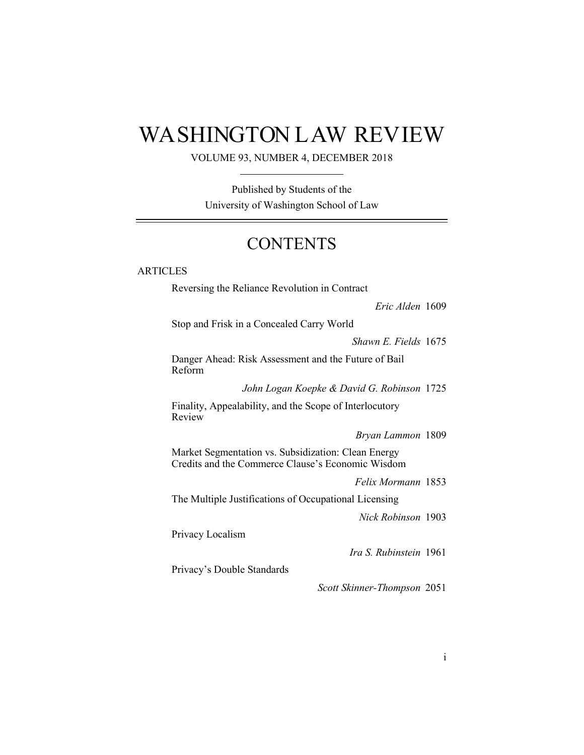# WASHINGTON LAW REVIEW

VOLUME 93, NUMBER 4, DECEMBER 2018

Published by Students of the
University of Washington School of Law

## CONTENTS

ARTICLES

Reversing the Reliance Revolution in Contract

*Eric Alden* 1609

Stop and Frisk in a Concealed Carry World

*Shawn E. Fields* 1675

Danger Ahead: Risk Assessment and the Future of Bail Reform

*John Logan Koepke & David G. Robinson* 1725

Finality, Appealability, and the Scope of Interlocutory Review

*Bryan Lammon* 1809

Market Segmentation vs. Subsidization: Clean Energy Credits and the Commerce Clause's Economic Wisdom

*Felix Mormann* 1853

The Multiple Justifications of Occupational Licensing

*Nick Robinson* 1903

Privacy Localism

*Ira S. Rubinstein* 1961

Privacy's Double Standards

*Scott Skinner-Thompson* 2051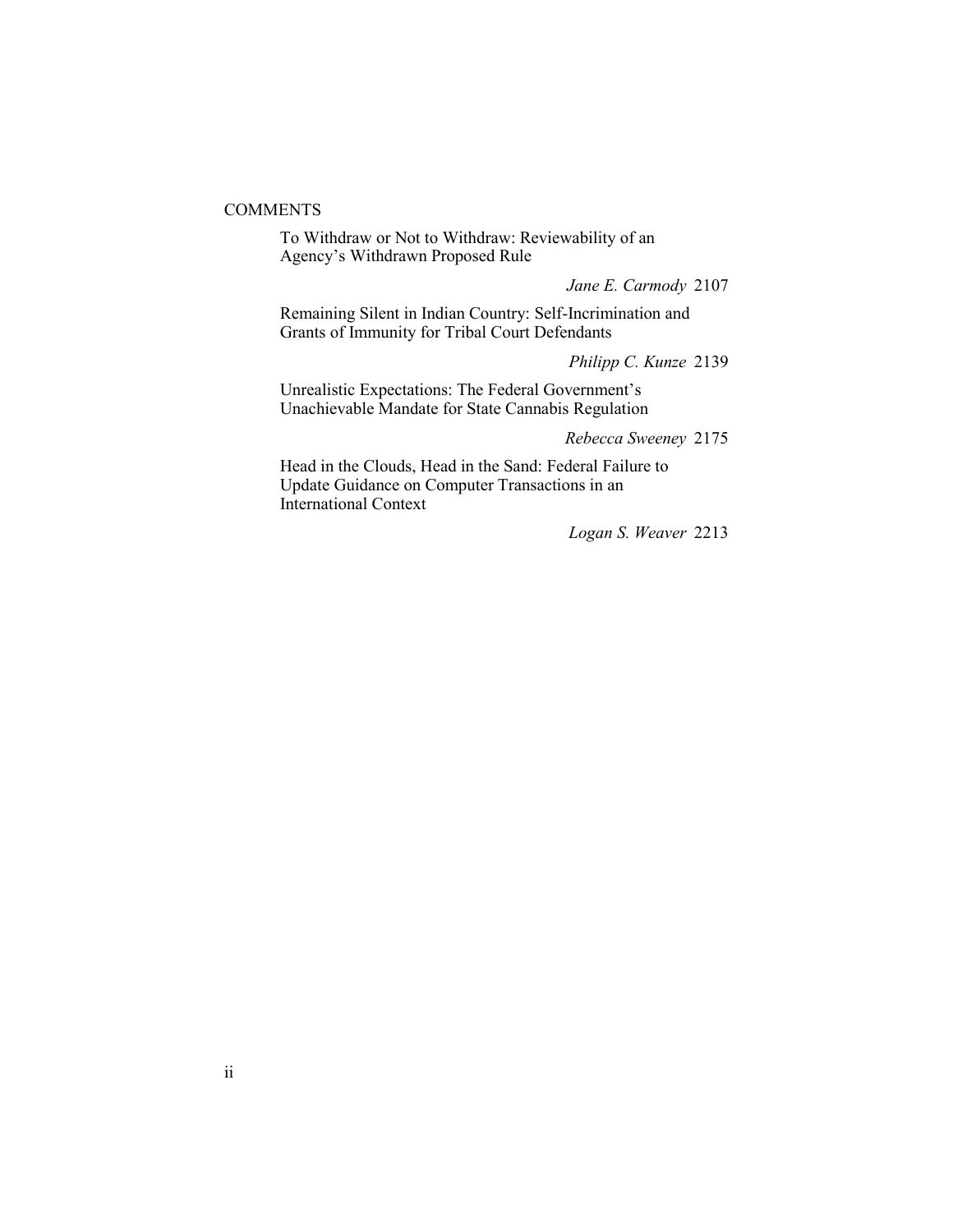COMMENTS

To Withdraw or Not to Withdraw: Reviewability of an Agency's Withdrawn Proposed Rule

*Jane E. Carmody* 2107

Remaining Silent in Indian Country: Self-Incrimination and Grants of Immunity for Tribal Court Defendants

*Philipp C. Kunze* 2139

Unrealistic Expectations: The Federal Government's Unachievable Mandate for State Cannabis Regulation

*Rebecca Sweeney* 2175

Head in the Clouds, Head in the Sand: Federal Failure to Update Guidance on Computer Transactions in an International Context

*Logan S. Weaver* 2213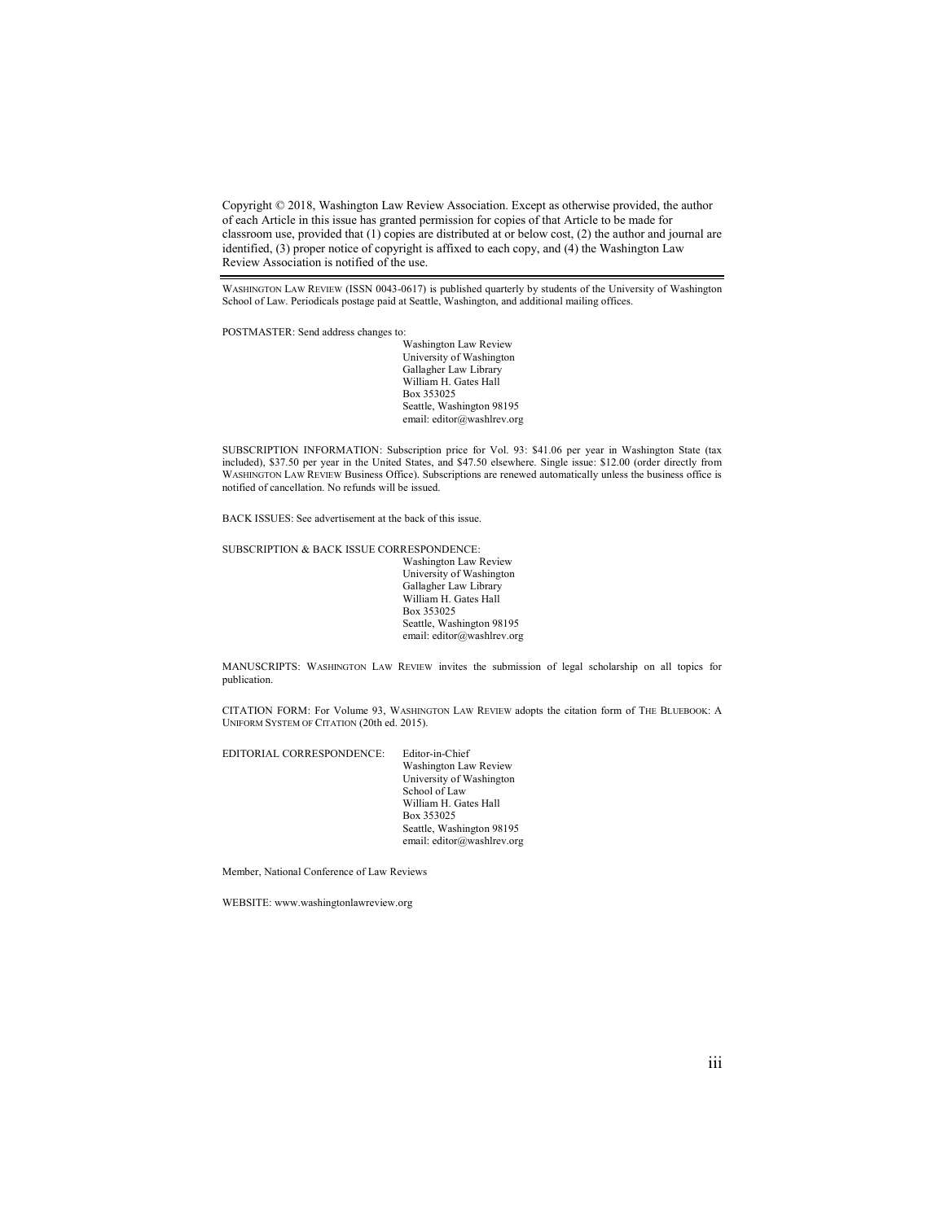Copyright © 2018, Washington Law Review Association. Except as otherwise provided, the author of each Article in this issue has granted permission for copies of that Article to be made for classroom use, provided that (1) copies are distributed at or below cost, (2) the author and journal are identified, (3) proper notice of copyright is affixed to each copy, and (4) the Washington Law Review Association is notified of the use.

---

WASHINGTON LAW REVIEW (ISSN 0043-0617) is published quarterly by students of the University of Washington School of Law. Periodicals postage paid at Seattle, Washington, and additional mailing offices.

POSTMASTER: Send address changes to:

Washington Law Review  
University of Washington  
Gallagher Law Library  
William H. Gates Hall  
Box 353025  
Seattle, Washington 98195  
email: editor@washlrev.org

SUBSCRIPTION INFORMATION: Subscription price for Vol. 93: $41.06 per year in Washington State (tax included), $37.50 per year in the United States, and $47.50 elsewhere. Single issue: $12.00 (order directly from WASHINGTON LAW REVIEW Business Office). Subscriptions are renewed automatically unless the business office is notified of cancellation. No refunds will be issued.

BACK ISSUES: See advertisement at the back of this issue.

SUBSCRIPTION & BACK ISSUE CORRESPONDENCE:

Washington Law Review  
University of Washington  
Gallagher Law Library  
William H. Gates Hall  
Box 353025  
Seattle, Washington 98195  
email: editor@washlrev.org

MANUSCRIPTS: WASHINGTON LAW REVIEW invites the submission of legal scholarship on all topics for publication.

CITATION FORM: For Volume 93, WASHINGTON LAW REVIEW adopts the citation form of THE BLUEBOOK: A UNIFORM SYSTEM OF CITATION (20th ed. 2015).

EDITORIAL CORRESPONDENCE:

Editor-in-Chief  
Washington Law Review  
University of Washington  
School of Law  
William H. Gates Hall  
Box 353025  
Seattle, Washington 98195  
email: editor@washlrev.org

Member, National Conference of Law Reviews

WEBSITE: www.washingtonlawreview.org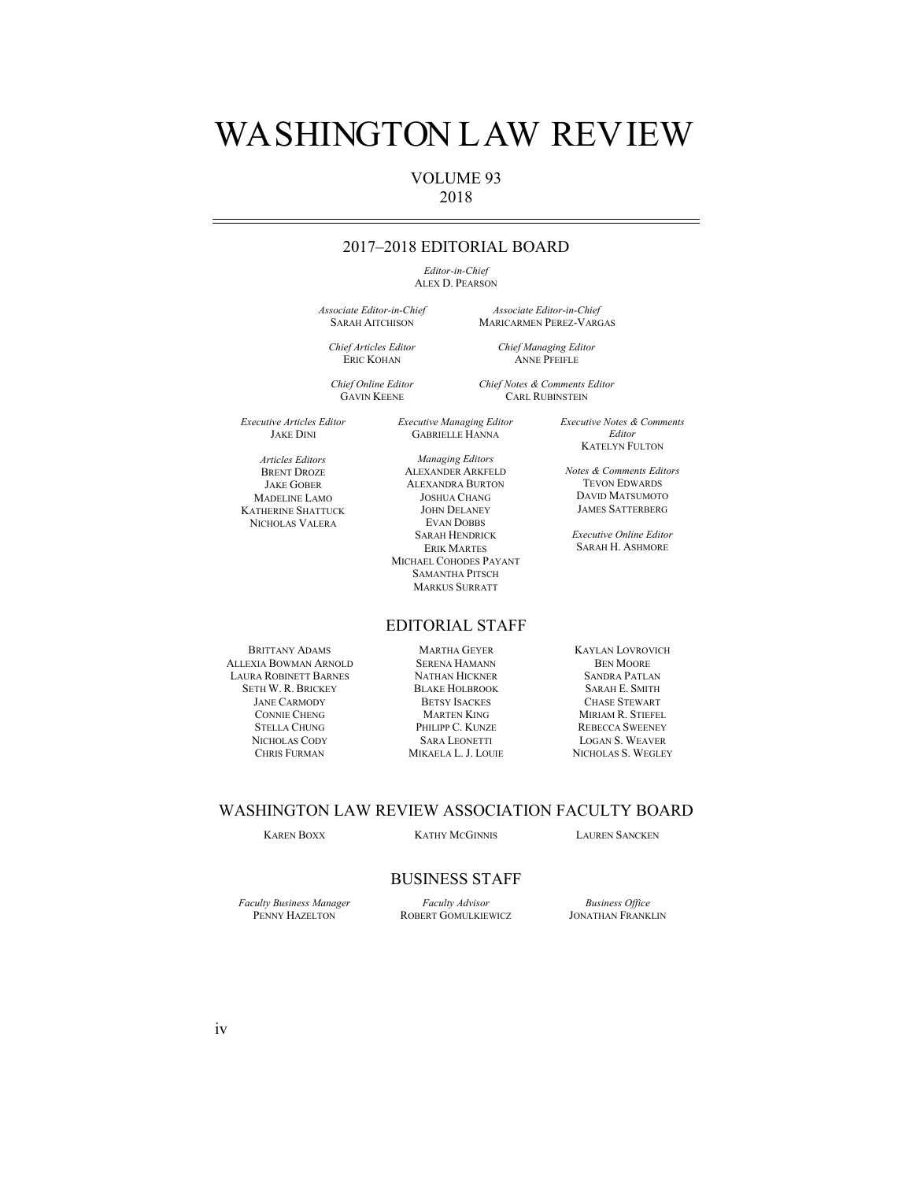# WASHINGTON LAW REVIEW

VOLUME 93
2018

## 2017–2018 EDITORIAL BOARD

*Editor-in-Chief*
ALEX D. PEARSON

*Associate Editor-in-Chief*
SARAH AITCHISON

*Associate Editor-in-Chief*
MARICARMEN PEREZ-VARGAS

*Chief Articles Editor*
ERIC KOHAN

*Chief Managing Editor*
ANNE PFEIFLE

*Chief Online Editor*
GAVIN KEENE

*Chief Notes & Comments Editor*
CARL RUBINSTEIN

*Executive Articles Editor*
JAKE DINI

*Articles Editors*
BRENT DROZE
JAKE GOBER
MADELINE LAMO
KATHERINE SHATTUCK
NICHOLAS VALERA

*Executive Managing Editor*
GABRIELLE HANNA

*Managing Editors*
ALEXANDER ARKFELD
ALEXANDRA BURTON
JOSHUA CHANG
JOHN DELANEY
EVAN DOBBS
SARAH HENDRICK
ERIK MARTES
MICHAEL COHODES PAYANT
SAMANTHA PITSCH
MARKUS SURRATT

*Executive Notes & Comments Editor*
KATELYN FULTON

*Notes & Comments Editors*
TEVON EDWARDS
DAVID MATSUMOTO
JAMES SATTERBERG

*Executive Online Editor*
SARAH H. ASHMORE

## EDITORIAL STAFF

BRITTANY ADAMS
ALLEXIA BOWMAN ARNOLD
LAURA ROBINETT BARNES
SETH W. R. BRICKEY
JANE CARMODY
CONNIE CHENG
STELLA CHUNG
NICHOLAS CODY
CHRIS FURMAN
MARTHA GEYER
SERENA HAMANN
NATHAN HICKNER
BLAKE HOLBROOK
BETSY ISACKES
MARTEN KING
PHILIPP C. KUNZE
SARA LEONETTI
MIKAELA L. J. LOUIE
KAYLAN LOVROVICH
BEN MOORE
SANDRA PATLAN
SARAH E. SMITH
CHASE STEWART
MIRIAM R. STIEFEL
REBECCA SWEENEY
LOGAN S. WEAVER
NICHOLAS S. WEGLEY

## WASHINGTON LAW REVIEW ASSOCIATION FACULTY BOARD

KAREN BOXX
KATHY MCGINNIS
LAUREN SANCKEN

## BUSINESS STAFF

*Faculty Business Manager*
PENNY HAZELTON

*Faculty Advisor*
ROBERT GOMULKIEWICZ

*Business Office*
JONATHAN FRANKLIN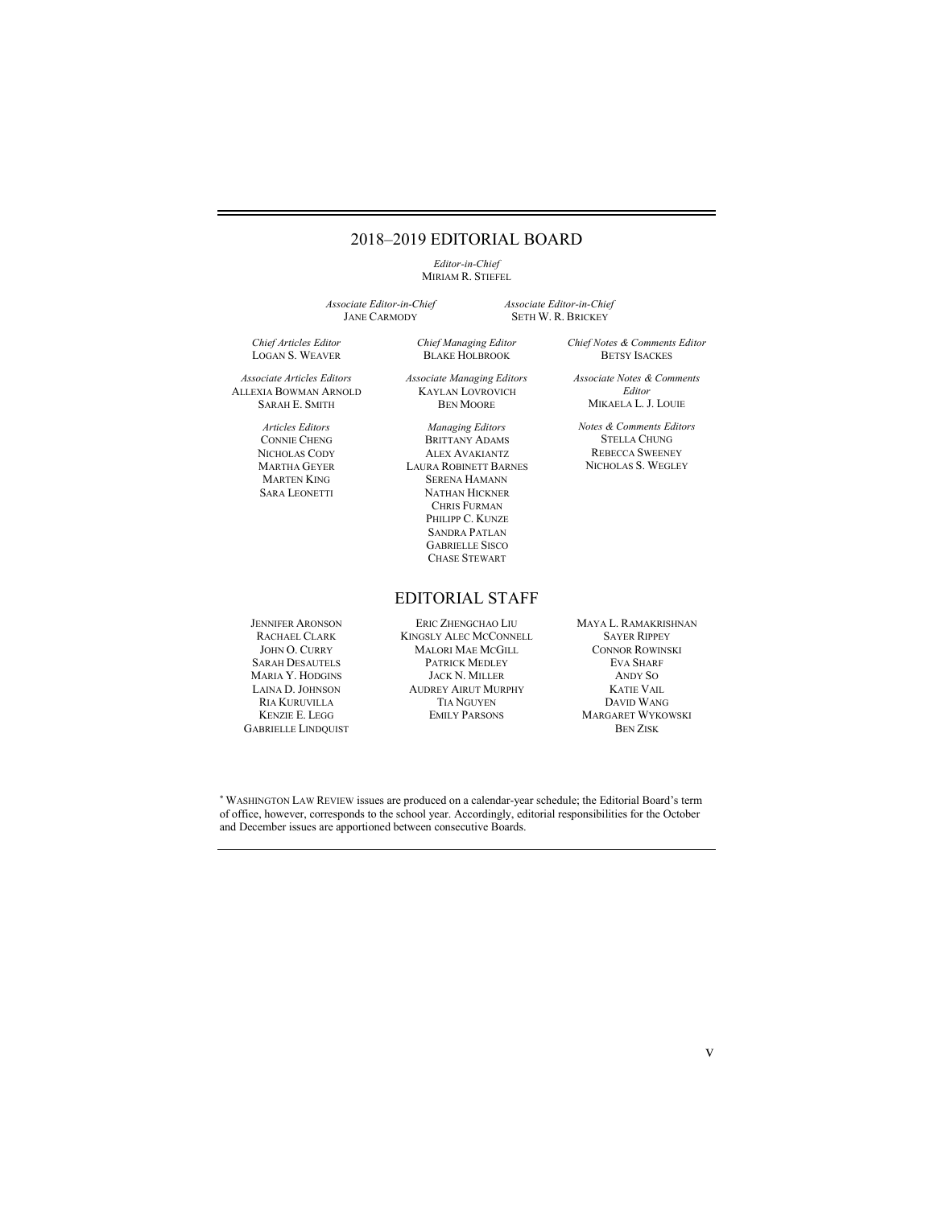## 2018–2019 EDITORIAL BOARD

*Editor-in-Chief*
MIRIAM R. STIEFEL

*Associate Editor-in-Chief*
JANE CARMODY

*Associate Editor-in-Chief*
SETH W. R. BRICKEY

*Chief Articles Editor*
LOGAN S. WEAVER

*Associate Articles Editors*
ALLEXIA BOWMAN ARNOLD
SARAH E. SMITH

*Articles Editors*
CONNIE CHENG
NICHOLAS CODY
MARTHA GEYER
MARTEN KING
SARA LEONETTI

*Chief Managing Editor*
BLAKE HOLBROOK

*Associate Managing Editors*
KAYLAN LOVROVICH
BEN MOORE

*Managing Editors*
BRITTANY ADAMS
ALEX AVAKIANTZ
LAURA ROBINETT BARNES
SERENA HAMANN
NATHAN HICKNER
CHRIS FURMAN
PHILIPP C. KUNZE
SANDRA PATLAN
GABRIELLE SISCO
CHASE STEWART

*Chief Notes & Comments Editor*
BETSY ISACKES

*Associate Notes & Comments Editor*
MIKAELA L. J. LOUIE

*Notes & Comments Editors*
STELLA CHUNG
REBECCA SWEENEY
NICHOLAS S. WEGLEY

## EDITORIAL STAFF

JENNIFER ARONSON
RACHAEL CLARK
JOHN O. CURRY
SARAH DESAUTELS
MARIA Y. HODGINS
LAINA D. JOHNSON
RIA KURUVILLA
KENZIE E. LEGG
GABRIELLE LINDQUIST
ERIC ZHENGCHAO LIU
KINGSLY ALEC MCCONNELL
MALORI MAE MCGILL
PATRICK MEDLEY
JACK N. MILLER
AUDREY AIRUT MURPHY
TIA NGUYEN
EMILY PARSONS
MAYA L. RAMAKRISHNAN
SAYER RIPPEY
CONNOR ROWINSKI
EVA SHARF
ANDY SO
KATIE VAIL
DAVID WANG
MARGARET WYKOWSKI
BEN ZISK

* WASHINGTON LAW REVIEW issues are produced on a calendar-year schedule; the Editorial Board's term of office, however, corresponds to the school year. Accordingly, editorial responsibilities for the October and December issues are apportioned between consecutive Boards.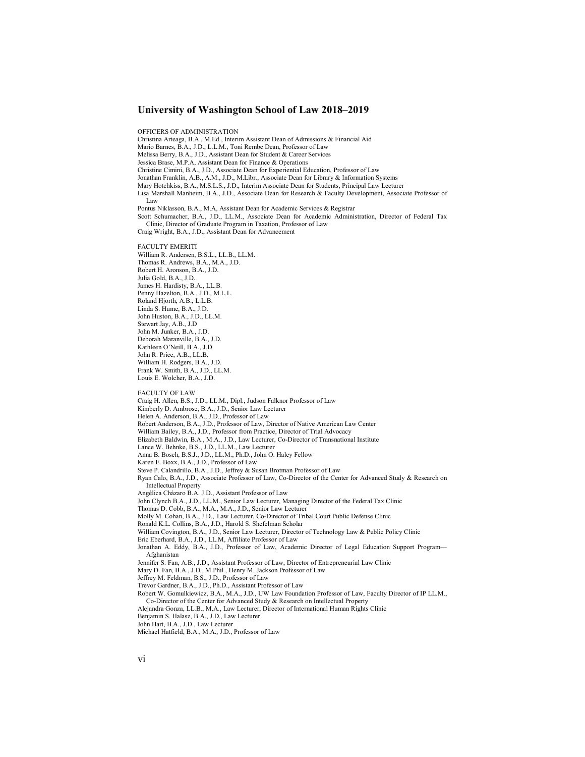# University of Washington School of Law 2018–2019

OFFICERS OF ADMINISTRATION

Christina Arteaga, B.A., M.Ed., Interim Assistant Dean of Admissions & Financial Aid
Mario Barnes, B.A., J.D., L.L.M., Toni Rembe Dean, Professor of Law
Melissa Berry, B.A., J.D., Assistant Dean for Student & Career Services
Jessica Brase, M.P.A, Assistant Dean for Finance & Operations
Christine Cimini, B.A., J.D., Associate Dean for Experiential Education, Professor of Law
Jonathan Franklin, A.B., A.M., J.D., M.Libr., Associate Dean for Library & Information Systems
Mary Hotchkiss, B.A., M.S.L.S., J.D., Interim Associate Dean for Students, Principal Law Lecturer
Lisa Marshall Manheim, B.A., J.D., Associate Dean for Research & Faculty Development, Associate Professor of Law
Pontus Niklasson, B.A., M.A, Assistant Dean for Academic Services & Registrar
Scott Schumacher, B.A., J.D., LL.M., Associate Dean for Academic Administration, Director of Federal Tax Clinic, Director of Graduate Program in Taxation, Professor of Law
Craig Wright, B.A., J.D., Assistant Dean for Advancement

FACULTY EMERITI

William R. Andersen, B.S.L., LL.B., LL.M.
Thomas R. Andrews, B.A., M.A., J.D.
Robert H. Aronson, B.A., J.D.
Julia Gold, B.A., J.D.
James H. Hardisty, B.A., LL.B.
Penny Hazelton, B.A., J.D., M.L.L.
Roland Hjorth, A.B., L.L.B.
Linda S. Hume, B.A., J.D.
John Huston, B.A., J.D., LL.M.
Stewart Jay, A.B., J.D
John M. Junker, B.A., J.D.
Deborah Maranville, B.A., J.D.
Kathleen O'Neill, B.A., J.D.
John R. Price, A.B., LL.B.
William H. Rodgers, B.A., J.D.
Frank W. Smith, B.A., J.D., LL.M.
Louis E. Wolcher, B.A., J.D.

FACULTY OF LAW

Craig H. Allen, B.S., J.D., LL.M., Dipl., Judson Falknor Professor of Law
Kimberly D. Ambrose, B.A., J.D., Senior Law Lecturer
Helen A. Anderson, B.A., J.D., Professor of Law
Robert Anderson, B.A., J.D., Professor of Law, Director of Native American Law Center
William Bailey, B.A., J.D., Professor from Practice, Director of Trial Advocacy
Elizabeth Baldwin, B.A., M.A., J.D., Law Lecturer, Co-Director of Transnational Institute
Lance W. Behnke, B.S., J.D., LL.M., Law Lecturer
Anna B. Bosch, B.S.J., J.D., LL.M., Ph.D., John O. Haley Fellow
Karen E. Boxx, B.A., J.D., Professor of Law
Steve P. Calandrillo, B.A., J.D., Jeffrey & Susan Brotman Professor of Law
Ryan Calo, B.A., J.D., Associate Professor of Law, Co-Director of the Center for Advanced Study & Research on Intellectual Property
Angélica Cházaro B.A. J.D., Assistant Professor of Law
John Clynch B.A., J.D., LL.M., Senior Law Lecturer, Managing Director of the Federal Tax Clinic
Thomas D. Cobb, B.A., M.A., M.A., J.D., Senior Law Lecturer
Molly M. Cohan, B.A., J.D., Law Lecturer, Co-Director of Tribal Court Public Defense Clinic
Ronald K.L. Collins, B.A., J.D., Harold S. Shefelman Scholar
William Covington, B.A., J.D., Senior Law Lecturer, Director of Technology Law & Public Policy Clinic
Eric Eberhard, B.A., J.D., LL.M, Affiliate Professor of Law
Jonathan A. Eddy, B.A., J.D., Professor of Law, Academic Director of Legal Education Support Program—Afghanistan
Jennifer S. Fan, A.B., J.D., Assistant Professor of Law, Director of Entrepreneurial Law Clinic
Mary D. Fan, B.A., J.D., M.Phil., Henry M. Jackson Professor of Law
Jeffrey M. Feldman, B.S., J.D., Professor of Law
Trevor Gardner, B.A., J.D., Ph.D., Assistant Professor of Law
Robert W. Gomulkiewicz, B.A., M.A., J.D., UW Law Foundation Professor of Law, Faculty Director of IP LL.M., Co-Director of the Center for Advanced Study & Research on Intellectual Property
Alejandra Gonza, LL.B., M.A., Law Lecturer, Director of International Human Rights Clinic
Benjamin S. Halasz, B.A., J.D., Law Lecturer
John Hart, B.A., J.D., Law Lecturer
Michael Hatfield, B.A., M.A., J.D., Professor of Law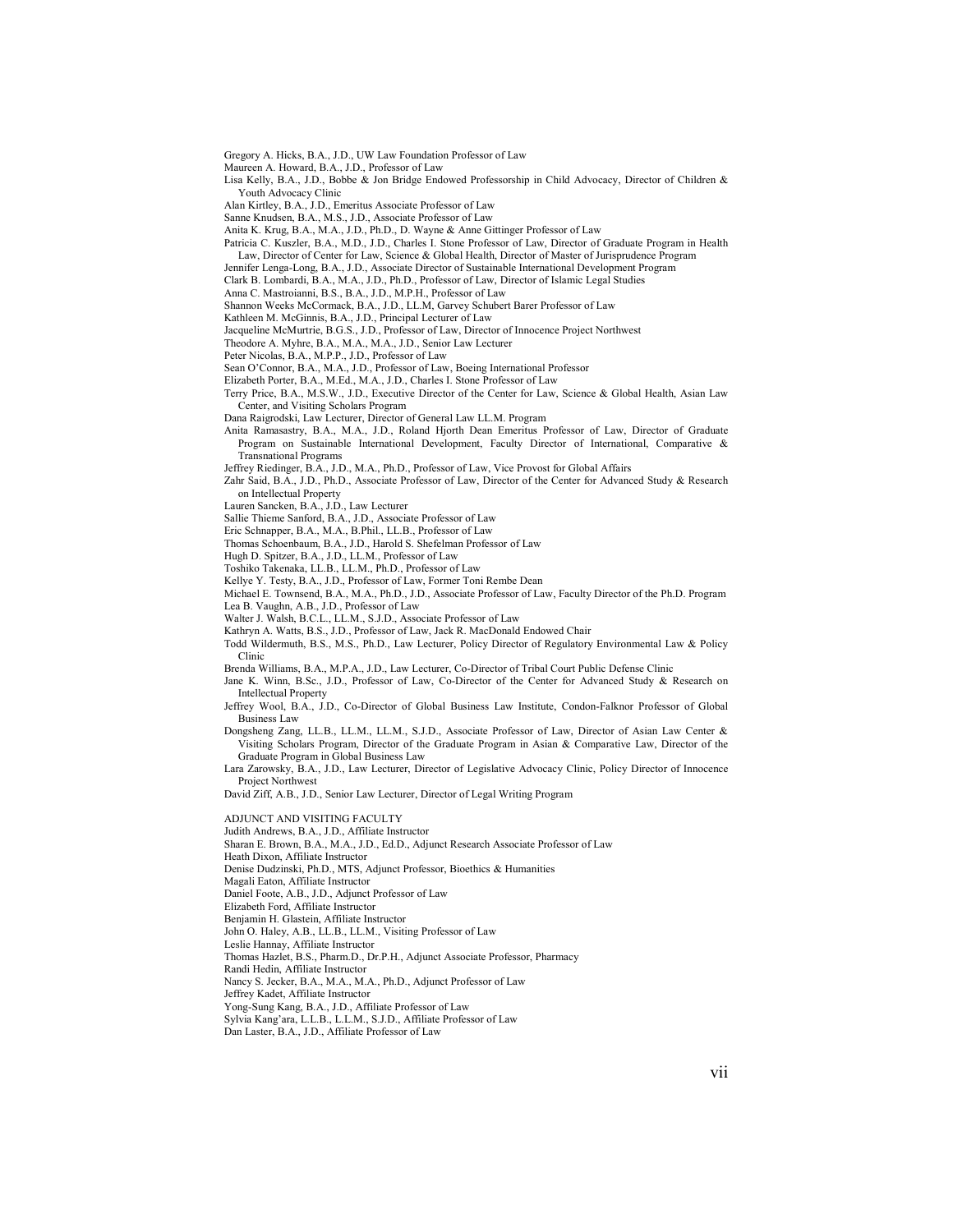Gregory A. Hicks, B.A., J.D., UW Law Foundation Professor of Law

Maureen A. Howard, B.A., J.D., Professor of Law

Lisa Kelly, B.A., J.D., Bobbe & Jon Bridge Endowed Professorship in Child Advocacy, Director of Children & Youth Advocacy Clinic

Alan Kirtley, B.A., J.D., Emeritus Associate Professor of Law

Sanne Knudsen, B.A., M.S., J.D., Associate Professor of Law

Anita K. Krug, B.A., M.A., J.D., Ph.D., D. Wayne & Anne Gittinger Professor of Law

Patricia C. Kuszler, B.A., M.D., J.D., Charles I. Stone Professor of Law, Director of Graduate Program in Health Law, Director of Center for Law, Science & Global Health, Director of Master of Jurisprudence Program

Jennifer Lenga-Long, B.A., J.D., Associate Director of Sustainable International Development Program

Clark B. Lombardi, B.A., M.A., J.D., Ph.D., Professor of Law, Director of Islamic Legal Studies

Anna C. Mastroianni, B.S., B.A., J.D., M.P.H., Professor of Law

Shannon Weeks McCormack, B.A., J.D., LL.M, Garvey Schubert Barer Professor of Law

Kathleen M. McGinnis, B.A., J.D., Principal Lecturer of Law

Jacqueline McMurtrie, B.G.S., J.D., Professor of Law, Director of Innocence Project Northwest

Theodore A. Myhre, B.A., M.A., M.A., J.D., Senior Law Lecturer

Peter Nicolas, B.A., M.P.P., J.D., Professor of Law

Sean O'Connor, B.A., M.A., J.D., Professor of Law, Boeing International Professor

Elizabeth Porter, B.A., M.Ed., M.A., J.D., Charles I. Stone Professor of Law

Terry Price, B.A., M.S.W., J.D., Executive Director of the Center for Law, Science & Global Health, Asian Law Center, and Visiting Scholars Program

Dana Raigrodski, Law Lecturer, Director of General Law LL.M. Program

Anita Ramasastry, B.A., M.A., J.D., Roland Hjorth Dean Emeritus Professor of Law, Director of Graduate Program on Sustainable International Development, Faculty Director of International, Comparative & Transnational Programs

Jeffrey Riedinger, B.A., J.D., M.A., Ph.D., Professor of Law, Vice Provost for Global Affairs

Zahr Said, B.A., J.D., Ph.D., Associate Professor of Law, Director of the Center for Advanced Study & Research on Intellectual Property

Lauren Sancken, B.A., J.D., Law Lecturer

Sallie Thieme Sanford, B.A., J.D., Associate Professor of Law

Eric Schnapper, B.A., M.A., B.Phil., LL.B., Professor of Law

Thomas Schoenbaum, B.A., J.D., Harold S. Shefelman Professor of Law

Hugh D. Spitzer, B.A., J.D., LL.M., Professor of Law

Toshiko Takenaka, LL.B., LL.M., Ph.D., Professor of Law

Kellye Y. Testy, B.A., J.D., Professor of Law, Former Toni Rembe Dean

Michael E. Townsend, B.A., M.A., Ph.D., J.D., Associate Professor of Law, Faculty Director of the Ph.D. Program

Lea B. Vaughn, A.B., J.D., Professor of Law

Walter J. Walsh, B.C.L., LL.M., S.J.D., Associate Professor of Law

Kathryn A. Watts, B.S., J.D., Professor of Law, Jack R. MacDonald Endowed Chair

Todd Wildermuth, B.S., M.S., Ph.D., Law Lecturer, Policy Director of Regulatory Environmental Law & Policy Clinic

Brenda Williams, B.A., M.P.A., J.D., Law Lecturer, Co-Director of Tribal Court Public Defense Clinic

Jane K. Winn, B.Sc., J.D., Professor of Law, Co-Director of the Center for Advanced Study & Research on Intellectual Property

Jeffrey Wool, B.A., J.D., Co-Director of Global Business Law Institute, Condon-Falknor Professor of Global Business Law

Dongsheng Zang, LL.B., LL.M., LL.M., S.J.D., Associate Professor of Law, Director of Asian Law Center & Visiting Scholars Program, Director of the Graduate Program in Asian & Comparative Law, Director of the Graduate Program in Global Business Law

Lara Zarowsky, B.A., J.D., Law Lecturer, Director of Legislative Advocacy Clinic, Policy Director of Innocence Project Northwest

David Ziff, A.B., J.D., Senior Law Lecturer, Director of Legal Writing Program

ADJUNCT AND VISITING FACULTY

Judith Andrews, B.A., J.D., Affiliate Instructor

Sharan E. Brown, B.A., M.A., J.D., Ed.D., Adjunct Research Associate Professor of Law

Heath Dixon, Affiliate Instructor

Denise Dudzinski, Ph.D., MTS, Adjunct Professor, Bioethics & Humanities

Magali Eaton, Affiliate Instructor

Daniel Foote, A.B., J.D., Adjunct Professor of Law

Elizabeth Ford, Affiliate Instructor

Benjamin H. Glastein, Affiliate Instructor

John O. Haley, A.B., LL.B., LL.M., Visiting Professor of Law

Leslie Hannay, Affiliate Instructor

Thomas Hazlet, B.S., Pharm.D., Dr.P.H., Adjunct Associate Professor, Pharmacy

Randi Hedin, Affiliate Instructor

Nancy S. Jecker, B.A., M.A., M.A., Ph.D., Adjunct Professor of Law

Jeffrey Kadet, Affiliate Instructor

Yong-Sung Kang, B.A., J.D., Affiliate Professor of Law

Sylvia Kang'ara, L.L.B., L.L.M., S.J.D., Affiliate Professor of Law

Dan Laster, B.A., J.D., Affiliate Professor of Law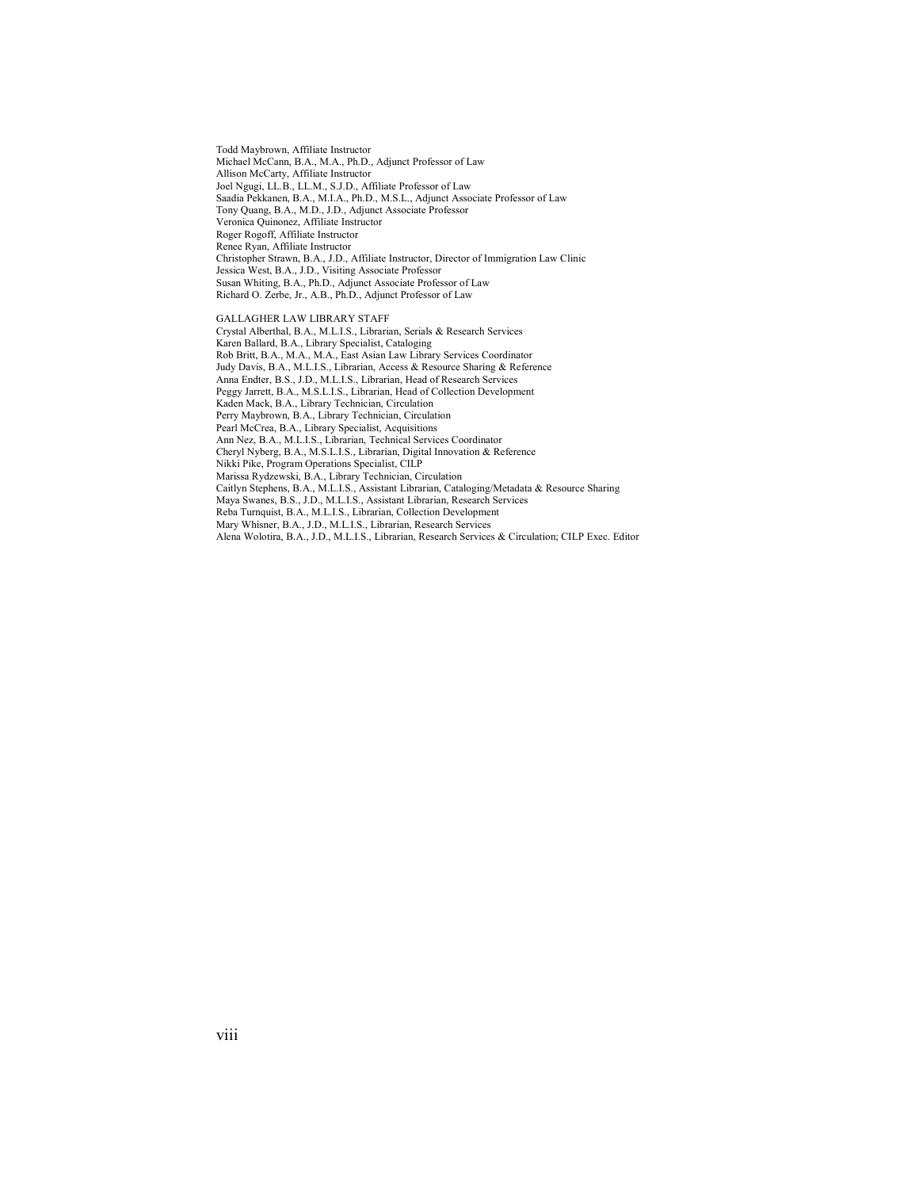Todd Maybrown, Affiliate Instructor
Michael McCann, B.A., M.A., Ph.D., Adjunct Professor of Law
Allison McCarty, Affiliate Instructor
Joel Ngugi, LL.B., LL.M., S.J.D., Affiliate Professor of Law
Saadia Pekkanen, B.A., M.I.A., Ph.D., M.S.L., Adjunct Associate Professor of Law
Tony Quang, B.A., M.D., J.D., Adjunct Associate Professor
Veronica Quinonez, Affiliate Instructor
Roger Rogoff, Affiliate Instructor
Renee Ryan, Affiliate Instructor
Christopher Strawn, B.A., J.D., Affiliate Instructor, Director of Immigration Law Clinic
Jessica West, B.A., J.D., Visiting Associate Professor
Susan Whiting, B.A., Ph.D., Adjunct Associate Professor of Law
Richard O. Zerbe, Jr., A.B., Ph.D., Adjunct Professor of Law

GALLAGHER LAW LIBRARY STAFF
Crystal Alberthal, B.A., M.L.I.S., Librarian, Serials & Research Services
Karen Ballard, B.A., Library Specialist, Cataloging
Rob Britt, B.A., M.A., M.A., East Asian Law Library Services Coordinator
Judy Davis, B.A., M.L.I.S., Librarian, Access & Resource Sharing & Reference
Anna Endter, B.S., J.D., M.L.I.S., Librarian, Head of Research Services
Peggy Jarrett, B.A., M.S.L.I.S., Librarian, Head of Collection Development
Kaden Mack, B.A., Library Technician, Circulation
Perry Maybrown, B.A., Library Technician, Circulation
Pearl McCrea, B.A., Library Specialist, Acquisitions
Ann Nez, B.A., M.L.I.S., Librarian, Technical Services Coordinator
Cheryl Nyberg, B.A., M.S.L.I.S., Librarian, Digital Innovation & Reference
Nikki Pike, Program Operations Specialist, CILP
Marissa Rydzewski, B.A., Library Technician, Circulation
Caitlyn Stephens, B.A., M.L.I.S., Assistant Librarian, Cataloging/Metadata & Resource Sharing
Maya Swanes, B.S., J.D., M.L.I.S., Assistant Librarian, Research Services
Reba Turnquist, B.A., M.L.I.S., Librarian, Collection Development
Mary Whisner, B.A., J.D., M.L.I.S., Librarian, Research Services
Alena Wolotira, B.A., J.D., M.L.I.S., Librarian, Research Services & Circulation; CILP Exec. Editor